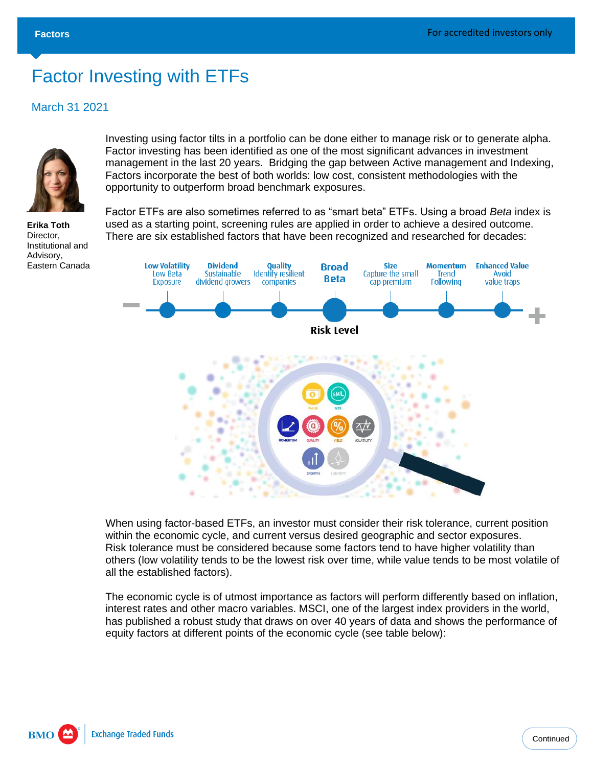Factors

For accredited investors only

# Factor Investing with ETFs

March 31 2021

**Erika Toth**
Director,
Institutional and Advisory,
Eastern Canada

Investing using factor tilts in a portfolio can be done either to manage risk or to generate alpha. Factor investing has been identified as one of the most significant advances in investment management in the last 20 years. Bridging the gap between Active management and Indexing, Factors incorporate the best of both worlds: low cost, consistent methodologies with the opportunity to outperform broad benchmark exposures.

Factor ETFs are also sometimes referred to as "smart beta" ETFs. Using a broad *Beta* index is used as a starting point, screening rules are applied in order to achieve a desired outcome. There are six established factors that have been recognized and researched for decades:

**Low Volatility** Low Beta Exposure

**Dividend** Sustainable dividend growers

**Quality** Identify resilient companies

**Broad Beta**

**Size** Capture the small cap premium

**Momentum** Trend Following

**Enhanced Value** Avoid value traps

–

+

**Risk Level**

VALUE

SIZE

MOMENTUM

QUALITY

YIELD

VOLATILITY

GROWTH

LIQUIDITY

When using factor-based ETFs, an investor must consider their risk tolerance, current position within the economic cycle, and current versus desired geographic and sector exposures. Risk tolerance must be considered because some factors tend to have higher volatility than others (low volatility tends to be the lowest risk over time, while value tends to be most volatile of all the established factors).

The economic cycle is of utmost importance as factors will perform differently based on inflation, interest rates and other macro variables. MSCI, one of the largest index providers in the world, has published a robust study that draws on over 40 years of data and shows the performance of equity factors at different points of the economic cycle (see table below):

Continued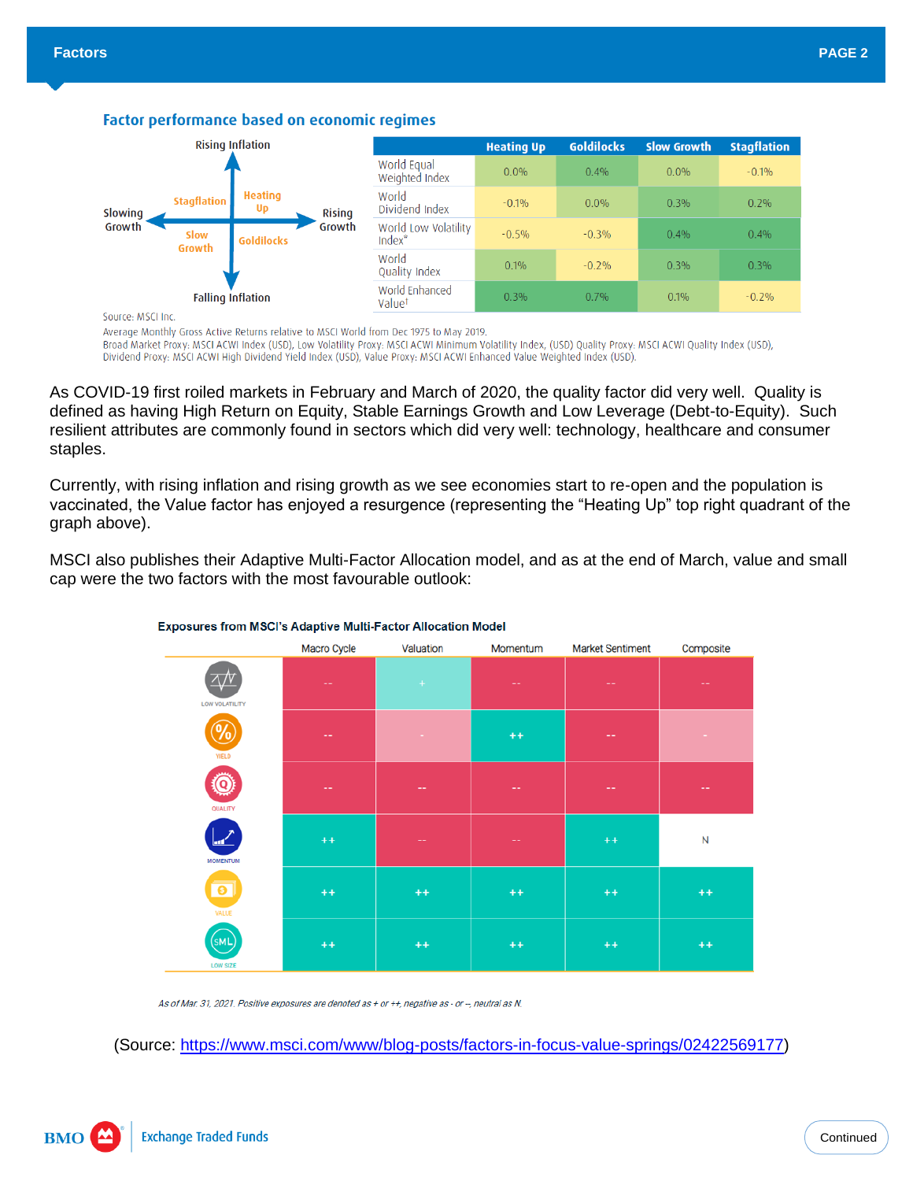### Factor performance based on economic regimes

Rising Inflation

Slowing Growth

Rising Growth

Falling Inflation

Stagflation

Heating Up

Slow Growth

Goldilocks

| | Heating Up | Goldilocks | Slow Growth | Stagflation |
|---|---|---|---|---|
| World Equal Weighted Index | 0.0% | 0.4% | 0.0% | -0.1% |
| World Dividend Index | -0.1% | 0.0% | 0.3% | 0.2% |
| World Low Volatility Index* | -0.5% | -0.3% | 0.4% | 0.4% |
| World Quality Index | 0.1% | -0.2% | 0.3% | 0.3% |
| World Enhanced Value† | 0.3% | 0.7% | 0.1% | -0.2% |

Source: MSCI Inc.

Average Monthly Gross Active Returns relative to MSCI World from Dec 1975 to May 2019.
Broad Market Proxy: MSCI ACWI Index (USD), Low Volatility Proxy: MSCI ACWI Minimum Volatility Index, (USD) Quality Proxy: MSCI ACWI Quality Index (USD), Dividend Proxy: MSCI ACWI High Dividend Yield Index (USD), Value Proxy: MSCI ACWI Enhanced Value Weighted Index (USD).

As COVID-19 first roiled markets in February and March of 2020, the quality factor did very well. Quality is defined as having High Return on Equity, Stable Earnings Growth and Low Leverage (Debt-to-Equity). Such resilient attributes are commonly found in sectors which did very well: technology, healthcare and consumer staples.

Currently, with rising inflation and rising growth as we see economies start to re-open and the population is vaccinated, the Value factor has enjoyed a resurgence (representing the "Heating Up" top right quadrant of the graph above).

MSCI also publishes their Adaptive Multi-Factor Allocation model, and as at the end of March, value and small cap were the two factors with the most favourable outlook:

**Exposures from MSCI's Adaptive Multi-Factor Allocation Model**

| | Macro Cycle | Valuation | Momentum | Market Sentiment | Composite |
|---|---|---|---|---|---|
| LOW VOLATILITY | -- | + | -- | -- | -- |
| YIELD | -- | - | ++ | -- | - |
| QUALITY | -- | -- | -- | -- | -- |
| MOMENTUM | ++ | -- | -- | ++ | N |
| VALUE | ++ | ++ | ++ | ++ | ++ |
| LOW SIZE | ++ | ++ | ++ | ++ | ++ |

*As of Mar. 31, 2021. Positive exposures are denoted as + or ++, negative as - or --, neutral as N.*

(Source: https://www.msci.com/www/blog-posts/factors-in-focus-value-springs/02422569177)

Continued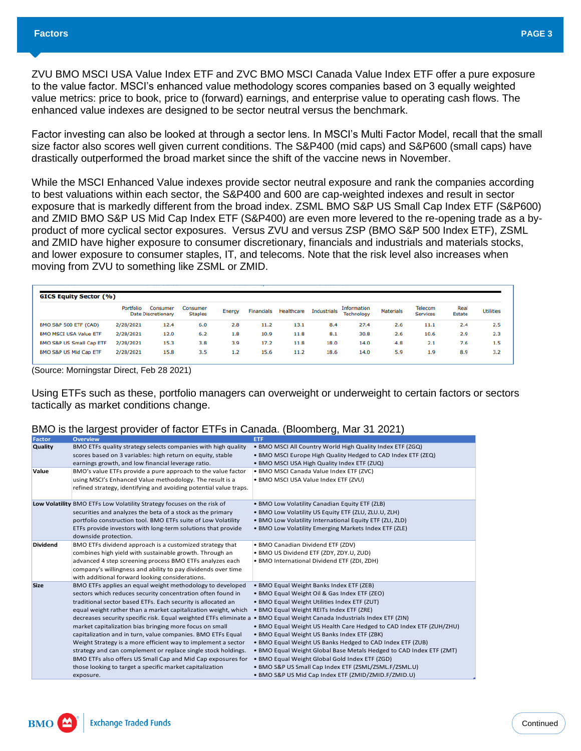ZVU BMO MSCI USA Value Index ETF and ZVC BMO MSCI Canada Value Index ETF offer a pure exposure to the value factor. MSCI's enhanced value methodology scores companies based on 3 equally weighted value metrics: price to book, price to (forward) earnings, and enterprise value to operating cash flows. The enhanced value indexes are designed to be sector neutral versus the benchmark.

Factor investing can also be looked at through a sector lens. In MSCI's Multi Factor Model, recall that the small size factor also scores well given current conditions. The S&P400 (mid caps) and S&P600 (small caps) have drastically outperformed the broad market since the shift of the vaccine news in November.

While the MSCI Enhanced Value indexes provide sector neutral exposure and rank the companies according to best valuations within each sector, the S&P400 and 600 are cap-weighted indexes and result in sector exposure that is markedly different from the broad index. ZSML BMO S&P US Small Cap Index ETF (S&P600) and ZMID BMO S&P US Mid Cap Index ETF (S&P400) are even more levered to the re-opening trade as a by-product of more cyclical sector exposures. Versus ZVU and versus ZSP (BMO S&P 500 Index ETF), ZSML and ZMID have higher exposure to consumer discretionary, financials and industrials and materials stocks, and lower exposure to consumer staples, IT, and telecoms. Note that the risk level also increases when moving from ZVU to something like ZSML or ZMID.

**GICS Equity Sector (%)**

| | Portfolio Date | Consumer Discretionary | Consumer Staples | Energy | Financials | Healthcare | Industrials | Information Technology | Materials | Telecom Services | Real Estate | Utilities |
|---|---|---|---|---|---|---|---|---|---|---|---|---|
| BMO S&P 500 ETF (CAD) | 2/28/2021 | 12.4 | 6.0 | 2.8 | 11.2 | 13.1 | 8.4 | 27.4 | 2.6 | 11.1 | 2.4 | 2.5 |
| BMO MSCI USA Value ETF | 2/28/2021 | 12.0 | 6.2 | 1.8 | 10.9 | 11.8 | 8.1 | 30.8 | 2.6 | 10.6 | 2.9 | 2.3 |
| BMO S&P US Small Cap ETF | 2/28/2021 | 15.3 | 3.8 | 3.9 | 17.2 | 11.8 | 18.0 | 14.0 | 4.8 | 2.1 | 7.6 | 1.5 |
| BMO S&P US Mid Cap ETF | 2/28/2021 | 15.8 | 3.5 | 1.2 | 15.6 | 11.2 | 18.6 | 14.0 | 5.9 | 1.9 | 8.9 | 3.2 |

(Source: Morningstar Direct, Feb 28 2021)

Using ETFs such as these, portfolio managers can overweight or underweight to certain factors or sectors tactically as market conditions change.

BMO is the largest provider of factor ETFs in Canada. (Bloomberg, Mar 31 2021)

| Factor | Overview | ETF |
|---|---|---|
| **Quality** | BMO ETFs quality strategy selects companies with high quality scores based on 3 variables: high return on equity, stable earnings growth, and low financial leverage ratio. | • BMO MSCI All Country World High Quality Index ETF (ZGQ)<br>• BMO MSCI Europe High Quality Hedged to CAD Index ETF (ZEQ)<br>• BMO MSCI USA High Quality Index ETF (ZUQ) |
| **Value** | BMO's value ETFs provide a pure approach to the value factor using MSCI's Enhanced Value methodology. The result is a refined strategy, identifying and avoiding potential value traps. | • BMO MSCI Canada Value Index ETF (ZVC)<br>• BMO MSCI USA Value Index ETF (ZVU) |
| **Low Volatility** | BMO ETFs Low Volatility Strategy focuses on the risk of securities and analyzes the beta of a stock as the primary portfolio construction tool. BMO ETFs suite of Low Volatility ETFs provide investors with long-term solutions that provide downside protection. | • BMO Low Volatility Canadian Equity ETF (ZLB)<br>• BMO Low Volatility US Equity ETF (ZLU, ZLU.U, ZLH)<br>• BMO Low Volatility International Equity ETF (ZLI, ZLD)<br>• BMO Low Volatility Emerging Markets Index ETF (ZLE) |
| **Dividend** | BMO ETFs dividend approach is a customized strategy that combines high yield with sustainable growth. Through an advanced 4 step screening process BMO ETFs analyzes each company's willingness and ability to pay dividends over time with additional forward looking considerations. | • BMO Canadian Dividend ETF (ZDV)<br>• BMO US Dividend ETF (ZDY, ZDY.U, ZUD)<br>• BMO International Dividend ETF (ZDI, ZDH) |
| **Size** | BMO ETFs applies an equal weight methodology to developed sectors which reduces security concentration often found in traditional sector based ETFs. Each security is allocated an equal weight rather than a market capitalization weight, which decreases security specific risk. Equal weighted ETFs eliminate a market capitalization bias bringing more focus on small capitalization and in turn, value companies. BMO ETFs Equal Weight Strategy is a more efficient way to implement a sector strategy and can complement or replace single stock holdings. BMO ETFs also offers US Small Cap and Mid Cap exposures for those looking to target a specific market capitalization exposure. | • BMO Equal Weight Banks Index ETF (ZEB)<br>• BMO Equal Weight Oil & Gas Index ETF (ZEO)<br>• BMO Equal Weight Utilities Index ETF (ZUT)<br>• BMO Equal Weight REITs Index ETF (ZRE)<br>• BMO Equal Weight Canada Industrials Index ETF (ZIN)<br>• BMO Equal Weight US Health Care Hedged to CAD Index ETF (ZUH/ZHU)<br>• BMO Equal Weight US Banks Index ETF (ZBK)<br>• BMO Equal Weight US Banks Hedged to CAD Index ETF (ZUB)<br>• BMO Equal Weight Global Base Metals Hedged to CAD Index ETF (ZMT)<br>• BMO Equal Weight Global Gold Index ETF (ZGD)<br>• BMO S&P US Small Cap Index ETF (ZSML/ZSML.F/ZSML.U)<br>• BMO S&P US Mid Cap Index ETF (ZMID/ZMID.F/ZMID.U) |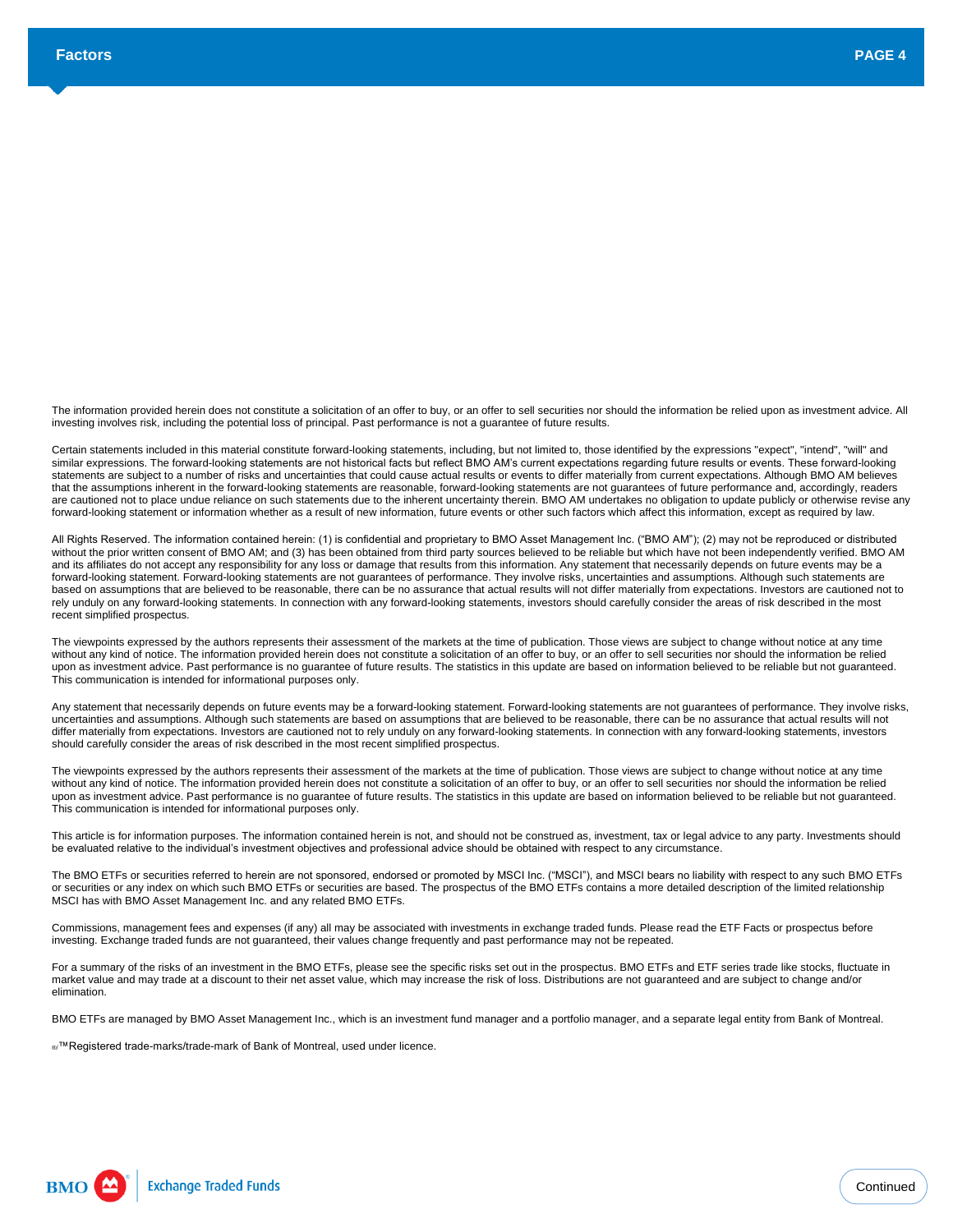The information provided herein does not constitute a solicitation of an offer to buy, or an offer to sell securities nor should the information be relied upon as investment advice. All investing involves risk, including the potential loss of principal. Past performance is not a guarantee of future results.

Certain statements included in this material constitute forward-looking statements, including, but not limited to, those identified by the expressions "expect", "intend", "will" and similar expressions. The forward-looking statements are not historical facts but reflect BMO AM's current expectations regarding future results or events. These forward-looking statements are subject to a number of risks and uncertainties that could cause actual results or events to differ materially from current expectations. Although BMO AM believes that the assumptions inherent in the forward-looking statements are reasonable, forward-looking statements are not guarantees of future performance and, accordingly, readers are cautioned not to place undue reliance on such statements due to the inherent uncertainty therein. BMO AM undertakes no obligation to update publicly or otherwise revise any forward-looking statement or information whether as a result of new information, future events or other such factors which affect this information, except as required by law.

All Rights Reserved. The information contained herein: (1) is confidential and proprietary to BMO Asset Management Inc. ("BMO AM"); (2) may not be reproduced or distributed without the prior written consent of BMO AM; and (3) has been obtained from third party sources believed to be reliable but which have not been independently verified. BMO AM and its affiliates do not accept any responsibility for any loss or damage that results from this information. Any statement that necessarily depends on future events may be a forward-looking statement. Forward-looking statements are not guarantees of performance. They involve risks, uncertainties and assumptions. Although such statements are based on assumptions that are believed to be reasonable, there can be no assurance that actual results will not differ materially from expectations. Investors are cautioned not to rely unduly on any forward-looking statements. In connection with any forward-looking statements, investors should carefully consider the areas of risk described in the most recent simplified prospectus.

The viewpoints expressed by the authors represents their assessment of the markets at the time of publication. Those views are subject to change without notice at any time without any kind of notice. The information provided herein does not constitute a solicitation of an offer to buy, or an offer to sell securities nor should the information be relied upon as investment advice. Past performance is no guarantee of future results. The statistics in this update are based on information believed to be reliable but not guaranteed. This communication is intended for informational purposes only.

Any statement that necessarily depends on future events may be a forward-looking statement. Forward-looking statements are not guarantees of performance. They involve risks, uncertainties and assumptions. Although such statements are based on assumptions that are believed to be reasonable, there can be no assurance that actual results will not differ materially from expectations. Investors are cautioned not to rely unduly on any forward-looking statements. In connection with any forward-looking statements, investors should carefully consider the areas of risk described in the most recent simplified prospectus.

The viewpoints expressed by the authors represents their assessment of the markets at the time of publication. Those views are subject to change without notice at any time without any kind of notice. The information provided herein does not constitute a solicitation of an offer to buy, or an offer to sell securities nor should the information be relied upon as investment advice. Past performance is no guarantee of future results. The statistics in this update are based on information believed to be reliable but not guaranteed. This communication is intended for informational purposes only.

This article is for information purposes. The information contained herein is not, and should not be construed as, investment, tax or legal advice to any party. Investments should be evaluated relative to the individual's investment objectives and professional advice should be obtained with respect to any circumstance.

The BMO ETFs or securities referred to herein are not sponsored, endorsed or promoted by MSCI Inc. ("MSCI"), and MSCI bears no liability with respect to any such BMO ETFs or securities or any index on which such BMO ETFs or securities are based. The prospectus of the BMO ETFs contains a more detailed description of the limited relationship MSCI has with BMO Asset Management Inc. and any related BMO ETFs.

Commissions, management fees and expenses (if any) all may be associated with investments in exchange traded funds. Please read the ETF Facts or prospectus before investing. Exchange traded funds are not guaranteed, their values change frequently and past performance may not be repeated.

For a summary of the risks of an investment in the BMO ETFs, please see the specific risks set out in the prospectus. BMO ETFs and ETF series trade like stocks, fluctuate in market value and may trade at a discount to their net asset value, which may increase the risk of loss. Distributions are not guaranteed and are subject to change and/or elimination.

BMO ETFs are managed by BMO Asset Management Inc., which is an investment fund manager and a portfolio manager, and a separate legal entity from Bank of Montreal.

®/™Registered trade-marks/trade-mark of Bank of Montreal, used under licence.